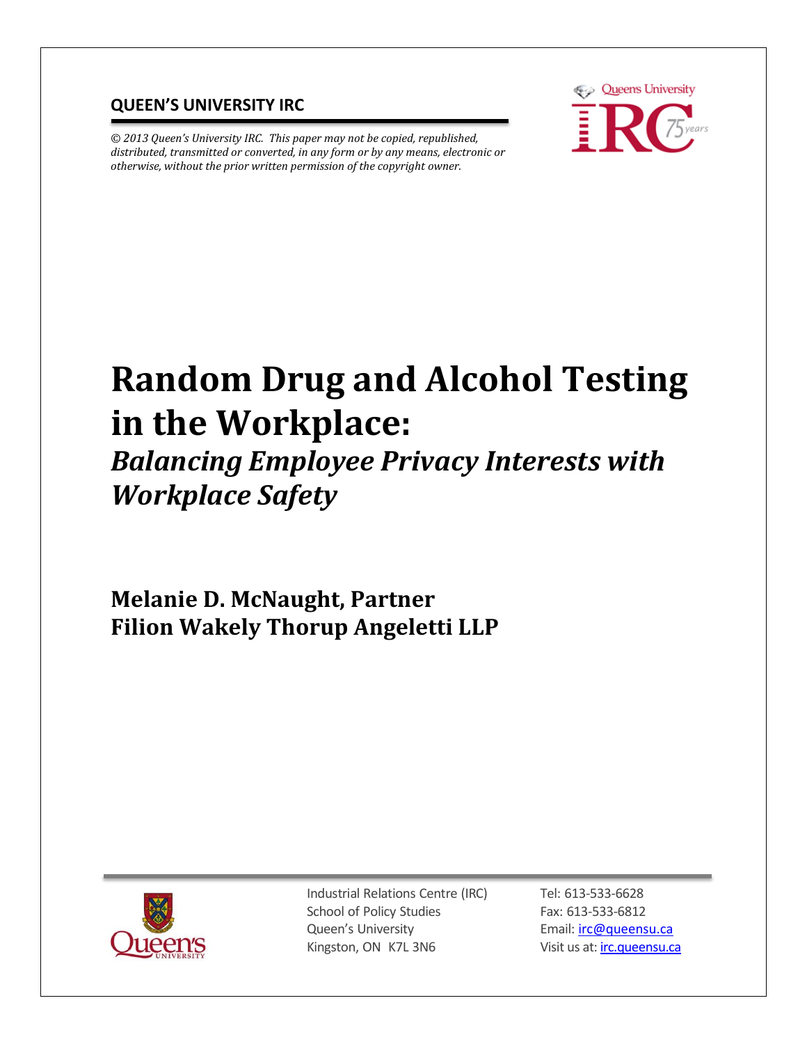**QUEEN'S UNIVERSITY IRC**

*© 2013 Queen's University IRC. This paper may not be copied, republished, distributed, transmitted or converted, in any form or by any means, electronic or otherwise, without the prior written permission of the copyright owner.*

# Random Drug and Alcohol Testing in the Workplace:

## *Balancing Employee Privacy Interests with Workplace Safety*

**Melanie D. McNaught, Partner**
**Filion Wakely Thorup Angeletti LLP**

Industrial Relations Centre (IRC)
School of Policy Studies
Queen's University
Kingston, ON K7L 3N6

Tel: 613-533-6628
Fax: 613-533-6812
Email: irc@queensu.ca
Visit us at: irc.queensu.ca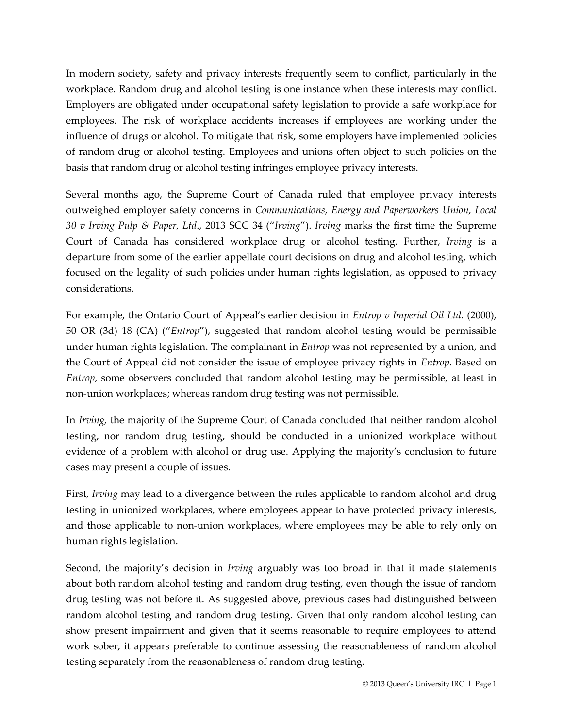In modern society, safety and privacy interests frequently seem to conflict, particularly in the workplace. Random drug and alcohol testing is one instance when these interests may conflict. Employers are obligated under occupational safety legislation to provide a safe workplace for employees. The risk of workplace accidents increases if employees are working under the influence of drugs or alcohol. To mitigate that risk, some employers have implemented policies of random drug or alcohol testing. Employees and unions often object to such policies on the basis that random drug or alcohol testing infringes employee privacy interests.

Several months ago, the Supreme Court of Canada ruled that employee privacy interests outweighed employer safety concerns in *Communications, Energy and Paperworkers Union, Local 30 v Irving Pulp & Paper, Ltd*., 2013 SCC 34 ("*Irving*"). *Irving* marks the first time the Supreme Court of Canada has considered workplace drug or alcohol testing. Further, *Irving* is a departure from some of the earlier appellate court decisions on drug and alcohol testing, which focused on the legality of such policies under human rights legislation, as opposed to privacy considerations.

For example, the Ontario Court of Appeal's earlier decision in *Entrop v Imperial Oil Ltd.* (2000), 50 OR (3d) 18 (CA) ("*Entrop*"), suggested that random alcohol testing would be permissible under human rights legislation. The complainant in *Entrop* was not represented by a union, and the Court of Appeal did not consider the issue of employee privacy rights in *Entrop.* Based on *Entrop,* some observers concluded that random alcohol testing may be permissible, at least in non-union workplaces; whereas random drug testing was not permissible.

In *Irving,* the majority of the Supreme Court of Canada concluded that neither random alcohol testing, nor random drug testing, should be conducted in a unionized workplace without evidence of a problem with alcohol or drug use. Applying the majority's conclusion to future cases may present a couple of issues.

First, *Irving* may lead to a divergence between the rules applicable to random alcohol and drug testing in unionized workplaces, where employees appear to have protected privacy interests, and those applicable to non-union workplaces, where employees may be able to rely only on human rights legislation.

Second, the majority's decision in *Irving* arguably was too broad in that it made statements about both random alcohol testing <u>and</u> random drug testing, even though the issue of random drug testing was not before it. As suggested above, previous cases had distinguished between random alcohol testing and random drug testing. Given that only random alcohol testing can show present impairment and given that it seems reasonable to require employees to attend work sober, it appears preferable to continue assessing the reasonableness of random alcohol testing separately from the reasonableness of random drug testing.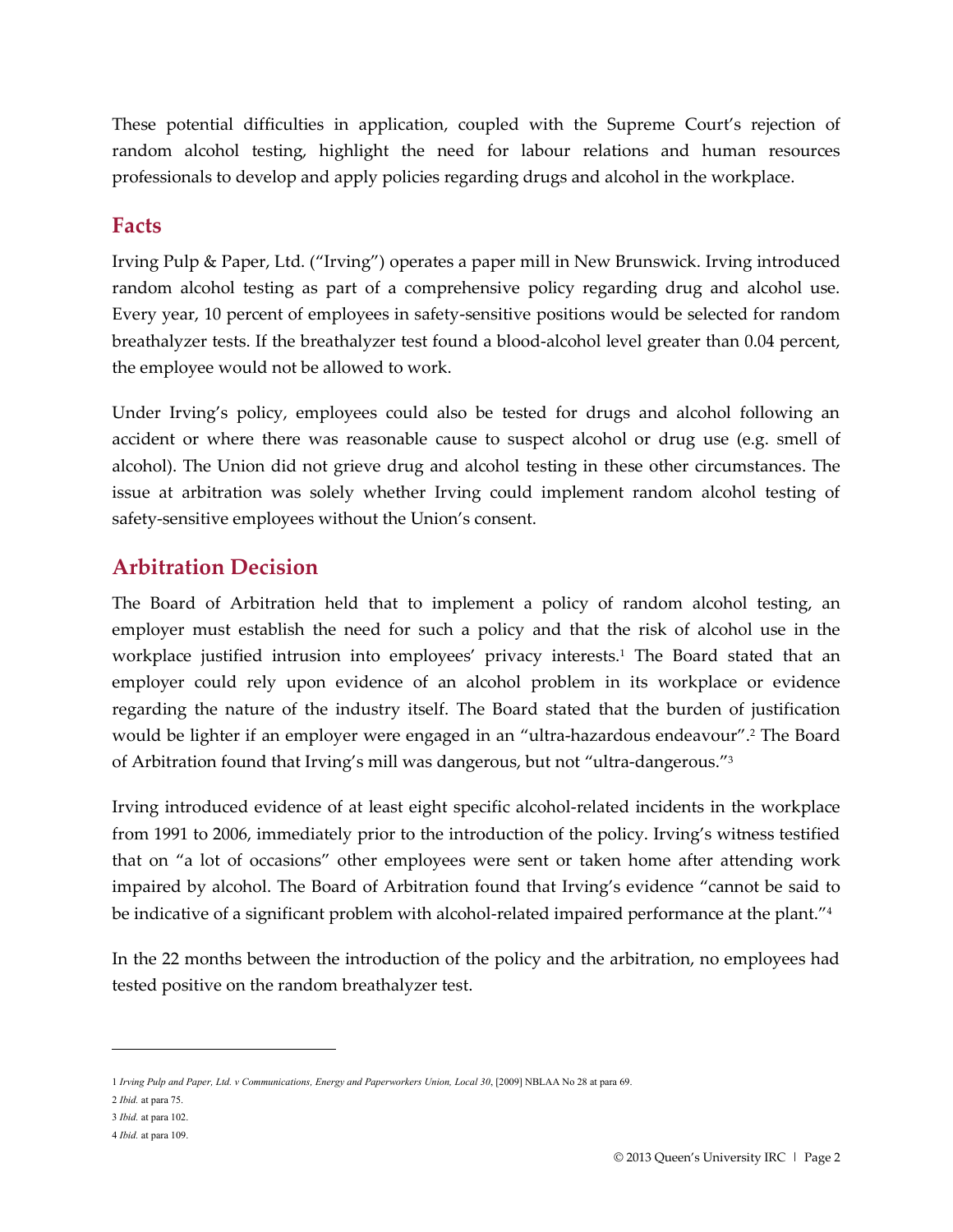These potential difficulties in application, coupled with the Supreme Court's rejection of random alcohol testing, highlight the need for labour relations and human resources professionals to develop and apply policies regarding drugs and alcohol in the workplace.

## Facts

Irving Pulp & Paper, Ltd. ("Irving") operates a paper mill in New Brunswick. Irving introduced random alcohol testing as part of a comprehensive policy regarding drug and alcohol use. Every year, 10 percent of employees in safety-sensitive positions would be selected for random breathalyzer tests. If the breathalyzer test found a blood-alcohol level greater than 0.04 percent, the employee would not be allowed to work.

Under Irving's policy, employees could also be tested for drugs and alcohol following an accident or where there was reasonable cause to suspect alcohol or drug use (e.g. smell of alcohol). The Union did not grieve drug and alcohol testing in these other circumstances. The issue at arbitration was solely whether Irving could implement random alcohol testing of safety-sensitive employees without the Union's consent.

## Arbitration Decision

The Board of Arbitration held that to implement a policy of random alcohol testing, an employer must establish the need for such a policy and that the risk of alcohol use in the workplace justified intrusion into employees' privacy interests.[1] The Board stated that an employer could rely upon evidence of an alcohol problem in its workplace or evidence regarding the nature of the industry itself. The Board stated that the burden of justification would be lighter if an employer were engaged in an "ultra-hazardous endeavour".[2] The Board of Arbitration found that Irving's mill was dangerous, but not "ultra-dangerous."[3]

Irving introduced evidence of at least eight specific alcohol-related incidents in the workplace from 1991 to 2006, immediately prior to the introduction of the policy. Irving's witness testified that on "a lot of occasions" other employees were sent or taken home after attending work impaired by alcohol. The Board of Arbitration found that Irving's evidence "cannot be said to be indicative of a significant problem with alcohol-related impaired performance at the plant."[4]

In the 22 months between the introduction of the policy and the arbitration, no employees had tested positive on the random breathalyzer test.

---

1 *Irving Pulp and Paper, Ltd. v Communications, Energy and Paperworkers Union, Local 30*, [2009] NBLAA No 28 at para 69.

2 *Ibid.* at para 75.

3 *Ibid.* at para 102.

4 *Ibid.* at para 109.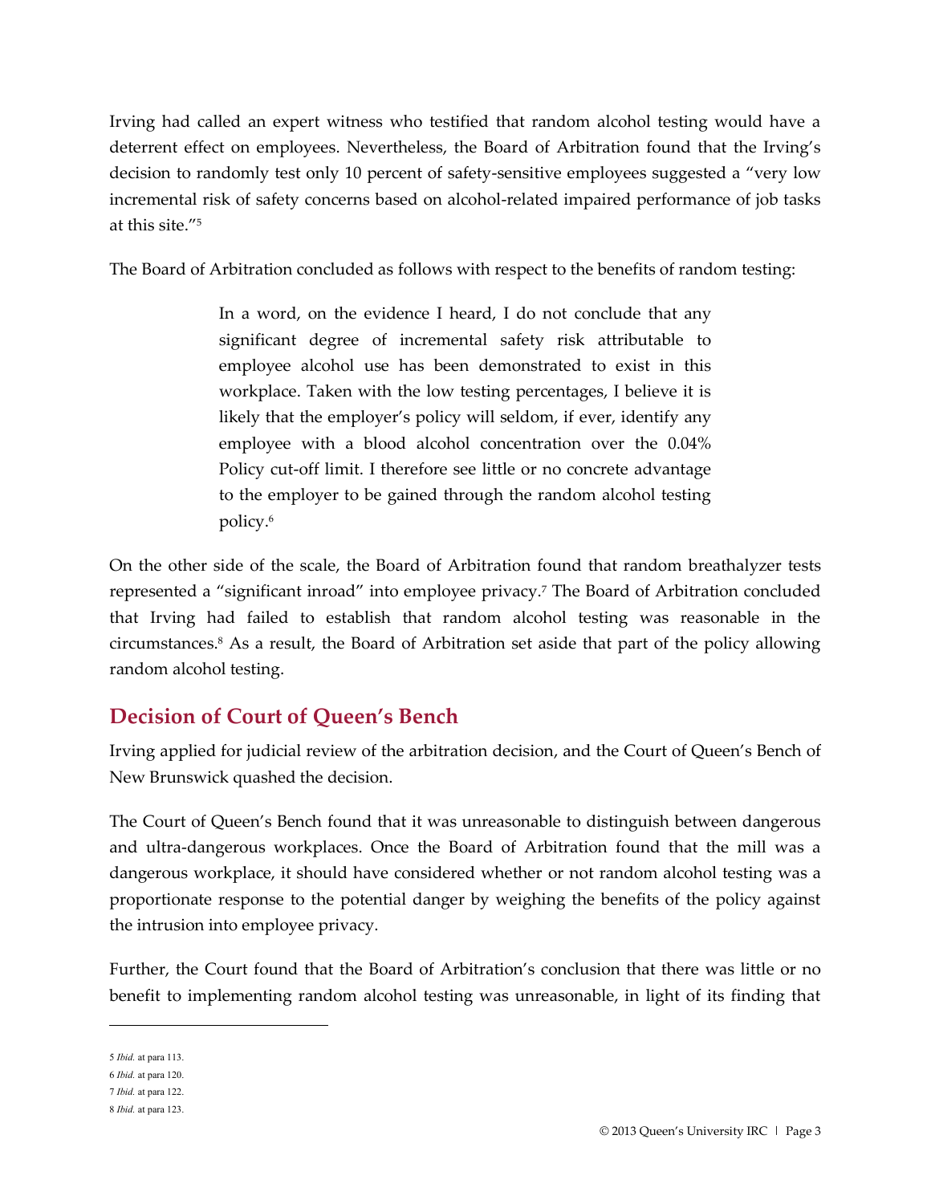Irving had called an expert witness who testified that random alcohol testing would have a deterrent effect on employees. Nevertheless, the Board of Arbitration found that the Irving's decision to randomly test only 10 percent of safety-sensitive employees suggested a "very low incremental risk of safety concerns based on alcohol-related impaired performance of job tasks at this site."[5]

The Board of Arbitration concluded as follows with respect to the benefits of random testing:

> In a word, on the evidence I heard, I do not conclude that any significant degree of incremental safety risk attributable to employee alcohol use has been demonstrated to exist in this workplace. Taken with the low testing percentages, I believe it is likely that the employer's policy will seldom, if ever, identify any employee with a blood alcohol concentration over the 0.04% Policy cut-off limit. I therefore see little or no concrete advantage to the employer to be gained through the random alcohol testing policy.[6]

On the other side of the scale, the Board of Arbitration found that random breathalyzer tests represented a "significant inroad" into employee privacy.[7] The Board of Arbitration concluded that Irving had failed to establish that random alcohol testing was reasonable in the circumstances.[8] As a result, the Board of Arbitration set aside that part of the policy allowing random alcohol testing.

## Decision of Court of Queen's Bench

Irving applied for judicial review of the arbitration decision, and the Court of Queen's Bench of New Brunswick quashed the decision.

The Court of Queen's Bench found that it was unreasonable to distinguish between dangerous and ultra-dangerous workplaces. Once the Board of Arbitration found that the mill was a dangerous workplace, it should have considered whether or not random alcohol testing was a proportionate response to the potential danger by weighing the benefits of the policy against the intrusion into employee privacy.

Further, the Court found that the Board of Arbitration's conclusion that there was little or no benefit to implementing random alcohol testing was unreasonable, in light of its finding that

---

5 *Ibid.* at para 113.

6 *Ibid.* at para 120.

7 *Ibid.* at para 122.

8 *Ibid.* at para 123.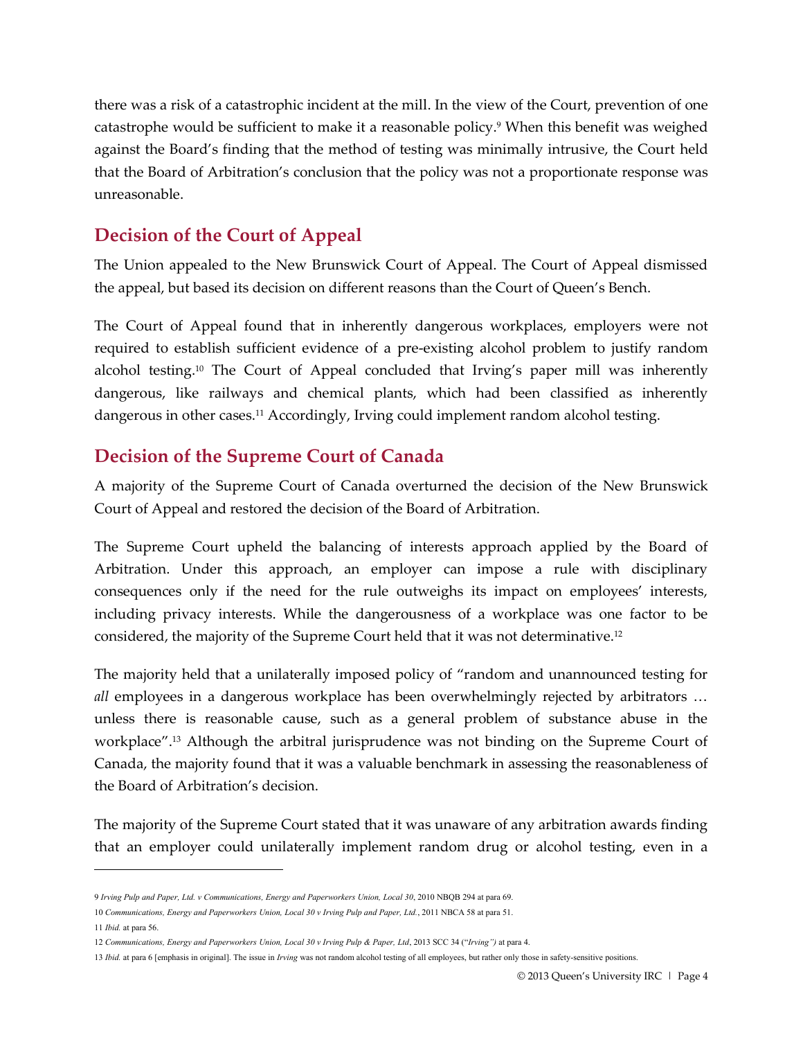there was a risk of a catastrophic incident at the mill. In the view of the Court, prevention of one catastrophe would be sufficient to make it a reasonable policy.[9] When this benefit was weighed against the Board's finding that the method of testing was minimally intrusive, the Court held that the Board of Arbitration's conclusion that the policy was not a proportionate response was unreasonable.

## Decision of the Court of Appeal

The Union appealed to the New Brunswick Court of Appeal. The Court of Appeal dismissed the appeal, but based its decision on different reasons than the Court of Queen's Bench.

The Court of Appeal found that in inherently dangerous workplaces, employers were not required to establish sufficient evidence of a pre-existing alcohol problem to justify random alcohol testing.[10] The Court of Appeal concluded that Irving's paper mill was inherently dangerous, like railways and chemical plants, which had been classified as inherently dangerous in other cases.[11] Accordingly, Irving could implement random alcohol testing.

## Decision of the Supreme Court of Canada

A majority of the Supreme Court of Canada overturned the decision of the New Brunswick Court of Appeal and restored the decision of the Board of Arbitration.

The Supreme Court upheld the balancing of interests approach applied by the Board of Arbitration. Under this approach, an employer can impose a rule with disciplinary consequences only if the need for the rule outweighs its impact on employees' interests, including privacy interests. While the dangerousness of a workplace was one factor to be considered, the majority of the Supreme Court held that it was not determinative.[12]

The majority held that a unilaterally imposed policy of "random and unannounced testing for *all* employees in a dangerous workplace has been overwhelmingly rejected by arbitrators … unless there is reasonable cause, such as a general problem of substance abuse in the workplace".[13] Although the arbitral jurisprudence was not binding on the Supreme Court of Canada, the majority found that it was a valuable benchmark in assessing the reasonableness of the Board of Arbitration's decision.

The majority of the Supreme Court stated that it was unaware of any arbitration awards finding that an employer could unilaterally implement random drug or alcohol testing, even in a

---

9 *Irving Pulp and Paper, Ltd. v Communications, Energy and Paperworkers Union, Local 30*, 2010 NBQB 294 at para 69.

10 *Communications, Energy and Paperworkers Union, Local 30 v Irving Pulp and Paper, Ltd.*, 2011 NBCA 58 at para 51.

11 *Ibid.* at para 56.

12 *Communications, Energy and Paperworkers Union, Local 30 v Irving Pulp & Paper, Ltd*, 2013 SCC 34 ("*Irving")* at para 4.

13 *Ibid.* at para 6 [emphasis in original]. The issue in *Irving* was not random alcohol testing of all employees, but rather only those in safety-sensitive positions.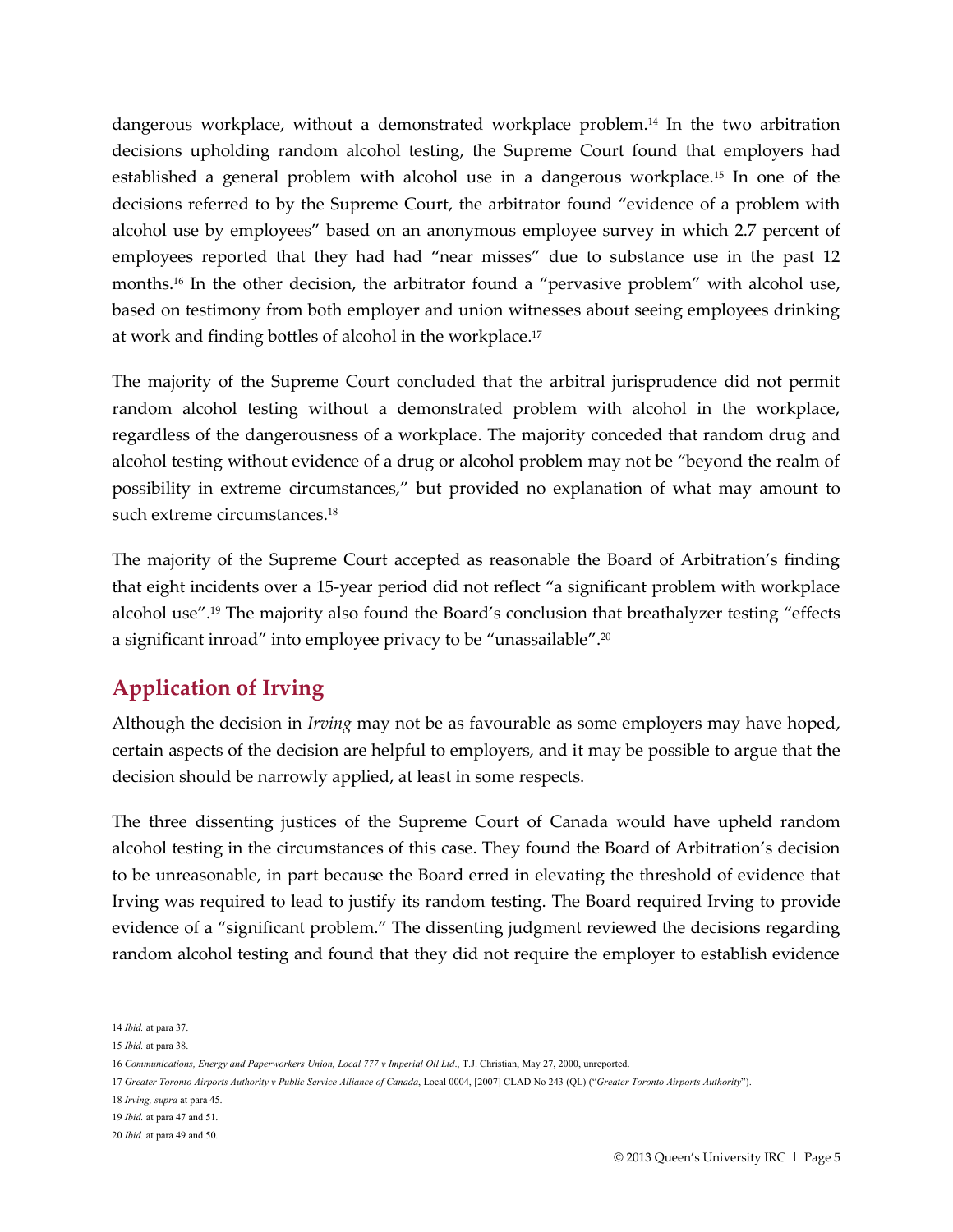dangerous workplace, without a demonstrated workplace problem.[14] In the two arbitration decisions upholding random alcohol testing, the Supreme Court found that employers had established a general problem with alcohol use in a dangerous workplace.[15] In one of the decisions referred to by the Supreme Court, the arbitrator found "evidence of a problem with alcohol use by employees" based on an anonymous employee survey in which 2.7 percent of employees reported that they had had "near misses" due to substance use in the past 12 months.[16] In the other decision, the arbitrator found a "pervasive problem" with alcohol use, based on testimony from both employer and union witnesses about seeing employees drinking at work and finding bottles of alcohol in the workplace.[17]

The majority of the Supreme Court concluded that the arbitral jurisprudence did not permit random alcohol testing without a demonstrated problem with alcohol in the workplace, regardless of the dangerousness of a workplace. The majority conceded that random drug and alcohol testing without evidence of a drug or alcohol problem may not be "beyond the realm of possibility in extreme circumstances," but provided no explanation of what may amount to such extreme circumstances.[18]

The majority of the Supreme Court accepted as reasonable the Board of Arbitration's finding that eight incidents over a 15-year period did not reflect "a significant problem with workplace alcohol use".[19] The majority also found the Board's conclusion that breathalyzer testing "effects a significant inroad" into employee privacy to be "unassailable".[20]

## Application of Irving

Although the decision in *Irving* may not be as favourable as some employers may have hoped, certain aspects of the decision are helpful to employers, and it may be possible to argue that the decision should be narrowly applied, at least in some respects.

The three dissenting justices of the Supreme Court of Canada would have upheld random alcohol testing in the circumstances of this case. They found the Board of Arbitration's decision to be unreasonable, in part because the Board erred in elevating the threshold of evidence that Irving was required to lead to justify its random testing. The Board required Irving to provide evidence of a "significant problem." The dissenting judgment reviewed the decisions regarding random alcohol testing and found that they did not require the employer to establish evidence

---

14 *Ibid.* at para 37.

15 *Ibid.* at para 38.

16 *Communications, Energy and Paperworkers Union, Local 777 v Imperial Oil Ltd*., T.J. Christian, May 27, 2000, unreported.

17 *Greater Toronto Airports Authority v Public Service Alliance of Canada*, Local 0004, [2007] CLAD No 243 (QL) ("*Greater Toronto Airports Authority*").

18 *Irving, supra* at para 45.

19 *Ibid.* at para 47 and 51.

20 *Ibid.* at para 49 and 50.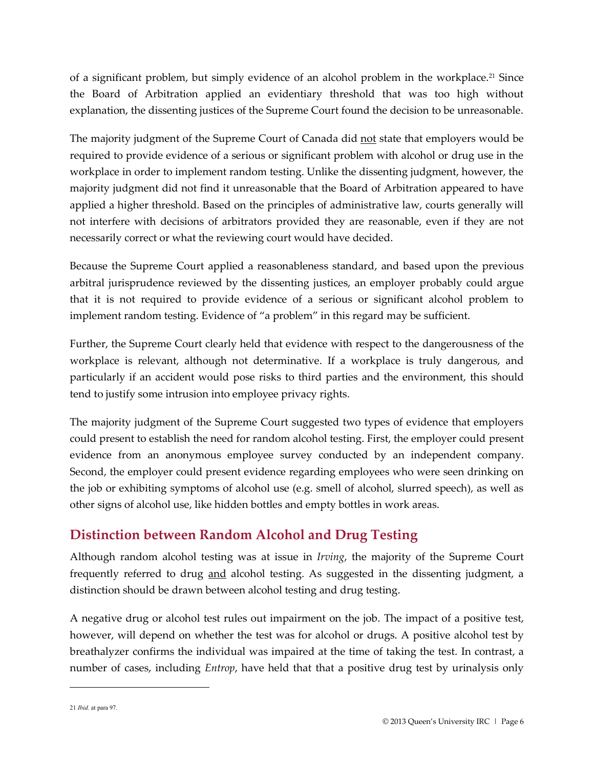of a significant problem, but simply evidence of an alcohol problem in the workplace.[21] Since the Board of Arbitration applied an evidentiary threshold that was too high without explanation, the dissenting justices of the Supreme Court found the decision to be unreasonable.

The majority judgment of the Supreme Court of Canada did not state that employers would be required to provide evidence of a serious or significant problem with alcohol or drug use in the workplace in order to implement random testing. Unlike the dissenting judgment, however, the majority judgment did not find it unreasonable that the Board of Arbitration appeared to have applied a higher threshold. Based on the principles of administrative law, courts generally will not interfere with decisions of arbitrators provided they are reasonable, even if they are not necessarily correct or what the reviewing court would have decided.

Because the Supreme Court applied a reasonableness standard, and based upon the previous arbitral jurisprudence reviewed by the dissenting justices, an employer probably could argue that it is not required to provide evidence of a serious or significant alcohol problem to implement random testing. Evidence of "a problem" in this regard may be sufficient.

Further, the Supreme Court clearly held that evidence with respect to the dangerousness of the workplace is relevant, although not determinative. If a workplace is truly dangerous, and particularly if an accident would pose risks to third parties and the environment, this should tend to justify some intrusion into employee privacy rights.

The majority judgment of the Supreme Court suggested two types of evidence that employers could present to establish the need for random alcohol testing. First, the employer could present evidence from an anonymous employee survey conducted by an independent company. Second, the employer could present evidence regarding employees who were seen drinking on the job or exhibiting symptoms of alcohol use (e.g. smell of alcohol, slurred speech), as well as other signs of alcohol use, like hidden bottles and empty bottles in work areas.

## Distinction between Random Alcohol and Drug Testing

Although random alcohol testing was at issue in *Irving*, the majority of the Supreme Court frequently referred to drug and alcohol testing. As suggested in the dissenting judgment, a distinction should be drawn between alcohol testing and drug testing.

A negative drug or alcohol test rules out impairment on the job. The impact of a positive test, however, will depend on whether the test was for alcohol or drugs. A positive alcohol test by breathalyzer confirms the individual was impaired at the time of taking the test. In contrast, a number of cases, including *Entrop*, have held that that a positive drug test by urinalysis only

---

21 *Ibid.* at para 97.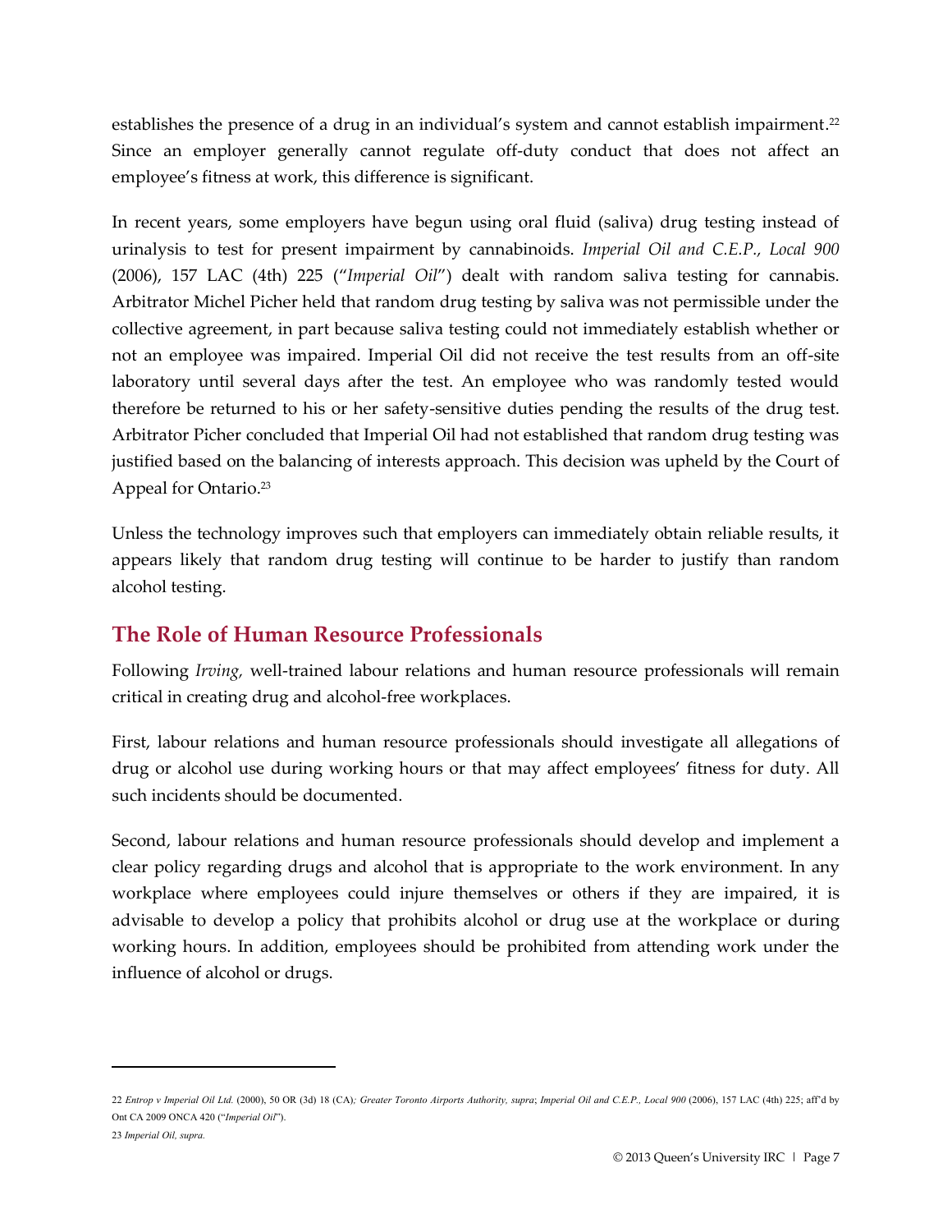establishes the presence of a drug in an individual's system and cannot establish impairment.[22] Since an employer generally cannot regulate off-duty conduct that does not affect an employee's fitness at work, this difference is significant.

In recent years, some employers have begun using oral fluid (saliva) drug testing instead of urinalysis to test for present impairment by cannabinoids. *Imperial Oil and C.E.P., Local 900* (2006), 157 LAC (4th) 225 ("*Imperial Oil*") dealt with random saliva testing for cannabis. Arbitrator Michel Picher held that random drug testing by saliva was not permissible under the collective agreement, in part because saliva testing could not immediately establish whether or not an employee was impaired. Imperial Oil did not receive the test results from an off-site laboratory until several days after the test. An employee who was randomly tested would therefore be returned to his or her safety-sensitive duties pending the results of the drug test. Arbitrator Picher concluded that Imperial Oil had not established that random drug testing was justified based on the balancing of interests approach. This decision was upheld by the Court of Appeal for Ontario.[23]

Unless the technology improves such that employers can immediately obtain reliable results, it appears likely that random drug testing will continue to be harder to justify than random alcohol testing.

## The Role of Human Resource Professionals

Following *Irving,* well-trained labour relations and human resource professionals will remain critical in creating drug and alcohol-free workplaces.

First, labour relations and human resource professionals should investigate all allegations of drug or alcohol use during working hours or that may affect employees' fitness for duty. All such incidents should be documented.

Second, labour relations and human resource professionals should develop and implement a clear policy regarding drugs and alcohol that is appropriate to the work environment. In any workplace where employees could injure themselves or others if they are impaired, it is advisable to develop a policy that prohibits alcohol or drug use at the workplace or during working hours. In addition, employees should be prohibited from attending work under the influence of alcohol or drugs.

---

22 *Entrop v Imperial Oil Ltd.* (2000), 50 OR (3d) 18 (CA)*; Greater Toronto Airports Authority, supra*; *Imperial Oil and C.E.P., Local 900* (2006), 157 LAC (4th) 225; aff'd by Ont CA 2009 ONCA 420 ("*Imperial Oil*").

23 *Imperial Oil, supra.*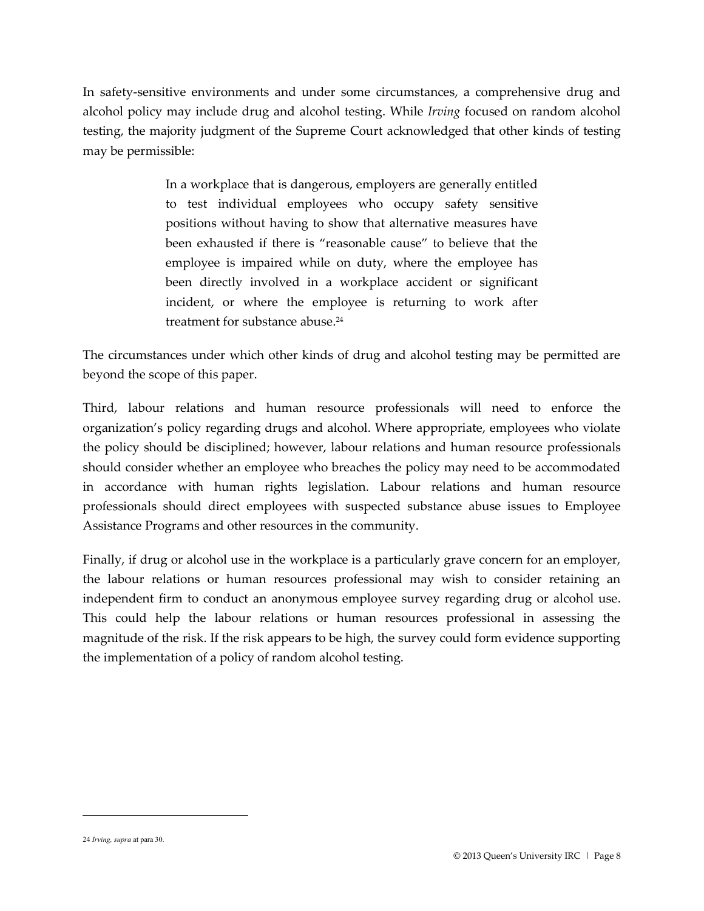In safety-sensitive environments and under some circumstances, a comprehensive drug and alcohol policy may include drug and alcohol testing. While *Irving* focused on random alcohol testing, the majority judgment of the Supreme Court acknowledged that other kinds of testing may be permissible:

> In a workplace that is dangerous, employers are generally entitled to test individual employees who occupy safety sensitive positions without having to show that alternative measures have been exhausted if there is "reasonable cause" to believe that the employee is impaired while on duty, where the employee has been directly involved in a workplace accident or significant incident, or where the employee is returning to work after treatment for substance abuse.[24]

The circumstances under which other kinds of drug and alcohol testing may be permitted are beyond the scope of this paper.

Third, labour relations and human resource professionals will need to enforce the organization's policy regarding drugs and alcohol. Where appropriate, employees who violate the policy should be disciplined; however, labour relations and human resource professionals should consider whether an employee who breaches the policy may need to be accommodated in accordance with human rights legislation. Labour relations and human resource professionals should direct employees with suspected substance abuse issues to Employee Assistance Programs and other resources in the community.

Finally, if drug or alcohol use in the workplace is a particularly grave concern for an employer, the labour relations or human resources professional may wish to consider retaining an independent firm to conduct an anonymous employee survey regarding drug or alcohol use. This could help the labour relations or human resources professional in assessing the magnitude of the risk. If the risk appears to be high, the survey could form evidence supporting the implementation of a policy of random alcohol testing.

---

24 *Irving, supra* at para 30.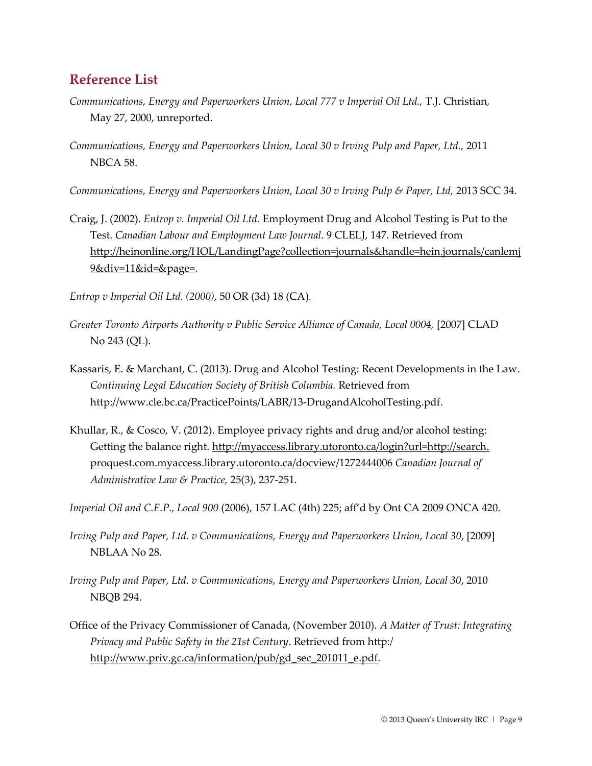## Reference List

*Communications, Energy and Paperworkers Union, Local 777 v Imperial Oil Ltd.,* T.J. Christian, May 27, 2000, unreported.

*Communications, Energy and Paperworkers Union, Local 30 v Irving Pulp and Paper, Ltd.,* 2011 NBCA 58.

*Communications, Energy and Paperworkers Union, Local 30 v Irving Pulp & Paper, Ltd,* 2013 SCC 34.

Craig, J. (2002). *Entrop v. Imperial Oil Ltd.* Employment Drug and Alcohol Testing is Put to the Test. *Canadian Labour and Employment Law Journal*. 9 CLELJ, 147. Retrieved from http://heinonline.org/HOL/LandingPage?collection=journals&handle=hein.journals/canlemj9&div=11&id=&page=.

*Entrop v Imperial Oil Ltd. (2000),* 50 OR (3d) 18 (CA).

*Greater Toronto Airports Authority v Public Service Alliance of Canada, Local 0004,* [2007] CLAD No 243 (QL).

Kassaris, E. & Marchant, C. (2013). Drug and Alcohol Testing: Recent Developments in the Law. *Continuing Legal Education Society of British Columbia.* Retrieved from http://www.cle.bc.ca/PracticePoints/LABR/13-DrugandAlcoholTesting.pdf.

Khullar, R., & Cosco, V. (2012). Employee privacy rights and drug and/or alcohol testing: Getting the balance right. http://myaccess.library.utoronto.ca/login?url=http://search.proquest.com.myaccess.library.utoronto.ca/docview/1272444006 *Canadian Journal of Administrative Law & Practice,* 25(3), 237-251.

*Imperial Oil and C.E.P., Local 900* (2006), 157 LAC (4th) 225; aff'd by Ont CA 2009 ONCA 420.

*Irving Pulp and Paper, Ltd. v Communications, Energy and Paperworkers Union, Local 30*, [2009] NBLAA No 28.

*Irving Pulp and Paper, Ltd. v Communications, Energy and Paperworkers Union, Local 30*, 2010 NBQB 294.

Office of the Privacy Commissioner of Canada, (November 2010). *A Matter of Trust: Integrating Privacy and Public Safety in the 21st Century*. Retrieved from http:/ http://www.priv.gc.ca/information/pub/gd_sec_201011_e.pdf.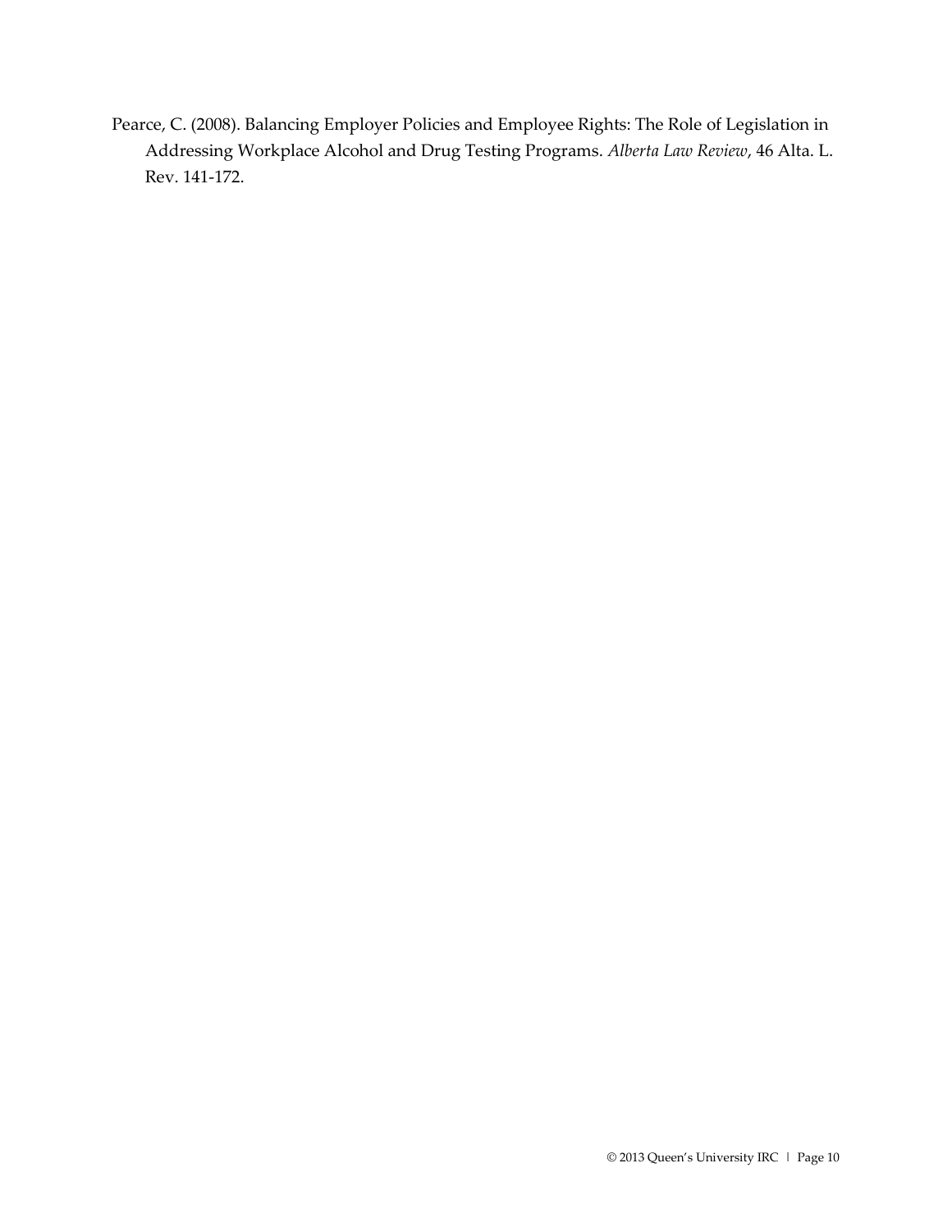Pearce, C. (2008). Balancing Employer Policies and Employee Rights: The Role of Legislation in Addressing Workplace Alcohol and Drug Testing Programs. *Alberta Law Review*, 46 Alta. L. Rev. 141-172.